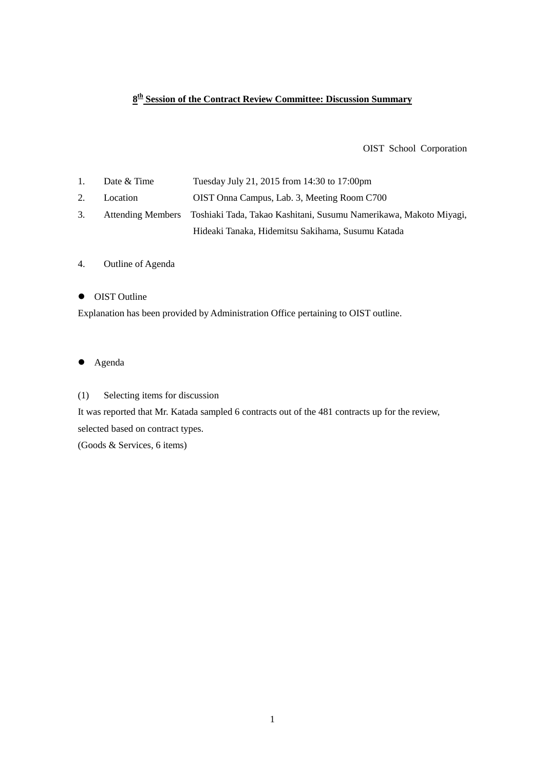# **8th Session of the Contract Review Committee: Discussion Summary**

OIST School Corporation

1. Date & Time　　Tuesday July 21, 2015 from 14:30 to 17:00pm
2. Location　　OIST Onna Campus, Lab. 3, Meeting Room C700
3. Attending Members　　Toshiaki Tada, Takao Kashitani, Susumu Namerikawa, Makoto Miyagi, Hideaki Tanaka, Hidemitsu Sakihama, Susumu Katada
4. Outline of Agenda

- OIST Outline

Explanation has been provided by Administration Office pertaining to OIST outline.

- Agenda

(1) Selecting items for discussion

It was reported that Mr. Katada sampled 6 contracts out of the 481 contracts up for the review, selected based on contract types.

(Goods & Services, 6 items)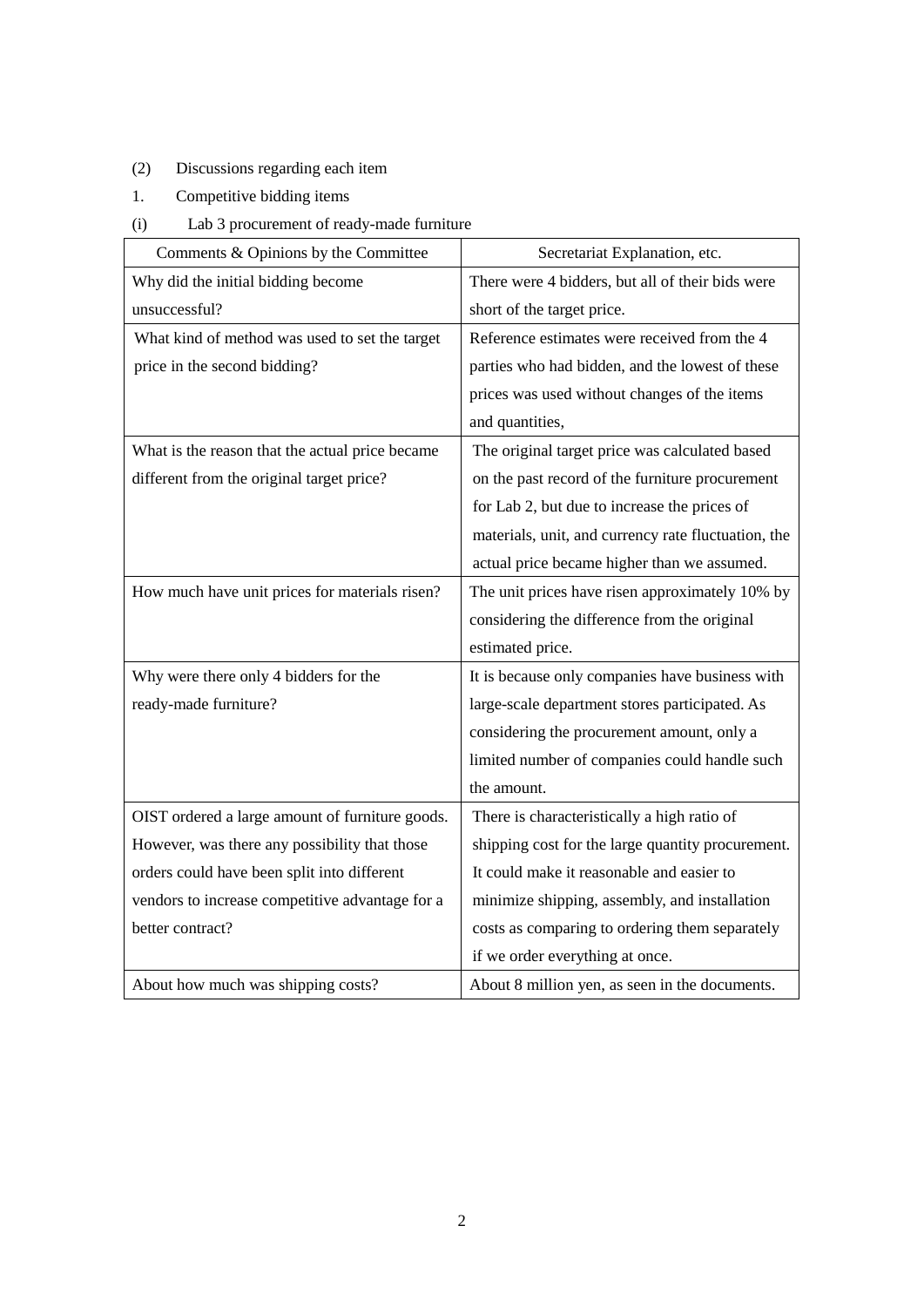(2) Discussions regarding each item

1. Competitive bidding items

(i) Lab 3 procurement of ready-made furniture

| Comments & Opinions by the Committee | Secretariat Explanation, etc. |
| --- | --- |
| Why did the initial bidding become unsuccessful? | There were 4 bidders, but all of their bids were short of the target price. |
| What kind of method was used to set the target price in the second bidding? | Reference estimates were received from the 4 parties who had bidden, and the lowest of these prices was used without changes of the items and quantities, |
| What is the reason that the actual price became different from the original target price? | The original target price was calculated based on the past record of the furniture procurement for Lab 2, but due to increase the prices of materials, unit, and currency rate fluctuation, the actual price became higher than we assumed. |
| How much have unit prices for materials risen? | The unit prices have risen approximately 10% by considering the difference from the original estimated price. |
| Why were there only 4 bidders for the ready-made furniture? | It is because only companies have business with large-scale department stores participated. As considering the procurement amount, only a limited number of companies could handle such the amount. |
| OIST ordered a large amount of furniture goods. However, was there any possibility that those orders could have been split into different vendors to increase competitive advantage for a better contract? | There is characteristically a high ratio of shipping cost for the large quantity procurement. It could make it reasonable and easier to minimize shipping, assembly, and installation costs as comparing to ordering them separately if we order everything at once. |
| About how much was shipping costs? | About 8 million yen, as seen in the documents. |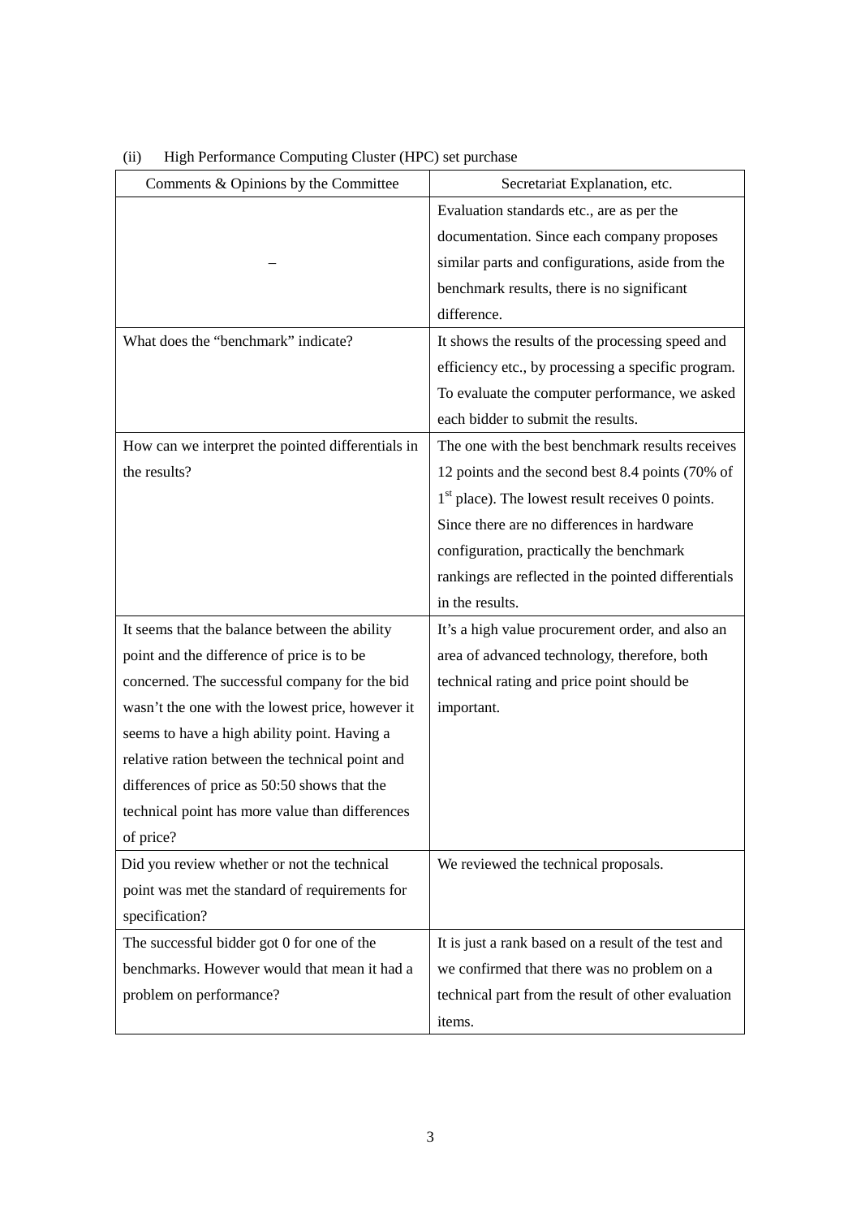(ii) High Performance Computing Cluster (HPC) set purchase

| Comments & Opinions by the Committee | Secretariat Explanation, etc. |
| --- | --- |
| – | Evaluation standards etc., are as per the documentation. Since each company proposes similar parts and configurations, aside from the benchmark results, there is no significant difference. |
| What does the "benchmark" indicate? | It shows the results of the processing speed and efficiency etc., by processing a specific program. To evaluate the computer performance, we asked each bidder to submit the results. |
| How can we interpret the pointed differentials in the results? | The one with the best benchmark results receives 12 points and the second best 8.4 points (70% of 1st place). The lowest result receives 0 points. Since there are no differences in hardware configuration, practically the benchmark rankings are reflected in the pointed differentials in the results. |
| It seems that the balance between the ability point and the difference of price is to be concerned. The successful company for the bid wasn't the one with the lowest price, however it seems to have a high ability point. Having a relative ration between the technical point and differences of price as 50:50 shows that the technical point has more value than differences of price? | It's a high value procurement order, and also an area of advanced technology, therefore, both technical rating and price point should be important. |
| Did you review whether or not the technical point was met the standard of requirements for specification? | We reviewed the technical proposals. |
| The successful bidder got 0 for one of the benchmarks. However would that mean it had a problem on performance? | It is just a rank based on a result of the test and we confirmed that there was no problem on a technical part from the result of other evaluation items. |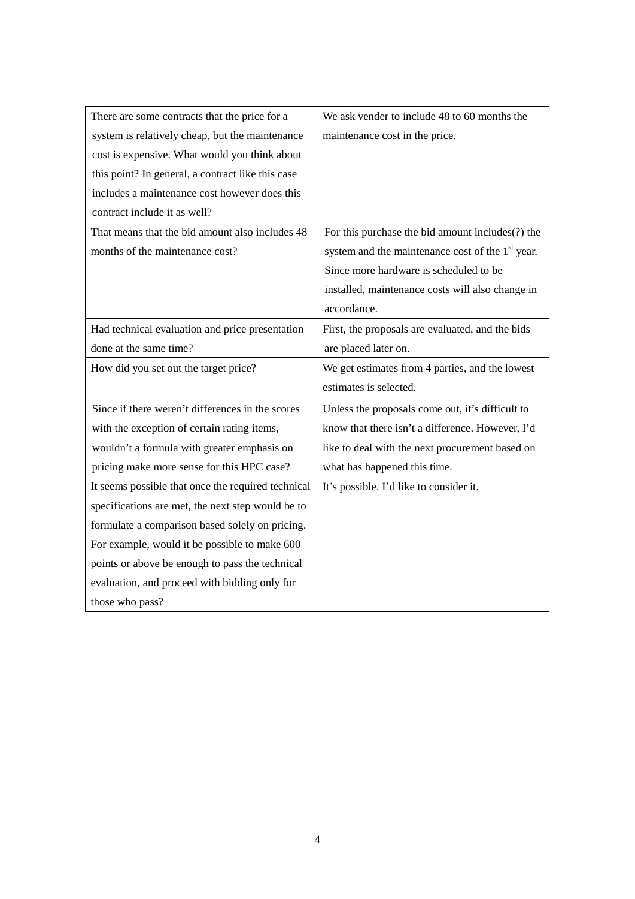| | |
|---|---|
| There are some contracts that the price for a system is relatively cheap, but the maintenance cost is expensive. What would you think about this point? In general, a contract like this case includes a maintenance cost however does this contract include it as well? | We ask vender to include 48 to 60 months the maintenance cost in the price. |
| That means that the bid amount also includes 48 months of the maintenance cost? | For this purchase the bid amount includes(?) the system and the maintenance cost of the 1st year. Since more hardware is scheduled to be installed, maintenance costs will also change in accordance. |
| Had technical evaluation and price presentation done at the same time? | First, the proposals are evaluated, and the bids are placed later on. |
| How did you set out the target price? | We get estimates from 4 parties, and the lowest estimates is selected. |
| Since if there weren't differences in the scores with the exception of certain rating items, wouldn't a formula with greater emphasis on pricing make more sense for this HPC case? | Unless the proposals come out, it's difficult to know that there isn't a difference. However, I'd like to deal with the next procurement based on what has happened this time. |
| It seems possible that once the required technical specifications are met, the next step would be to formulate a comparison based solely on pricing. For example, would it be possible to make 600 points or above be enough to pass the technical evaluation, and proceed with bidding only for those who pass? | It's possible. I'd like to consider it. |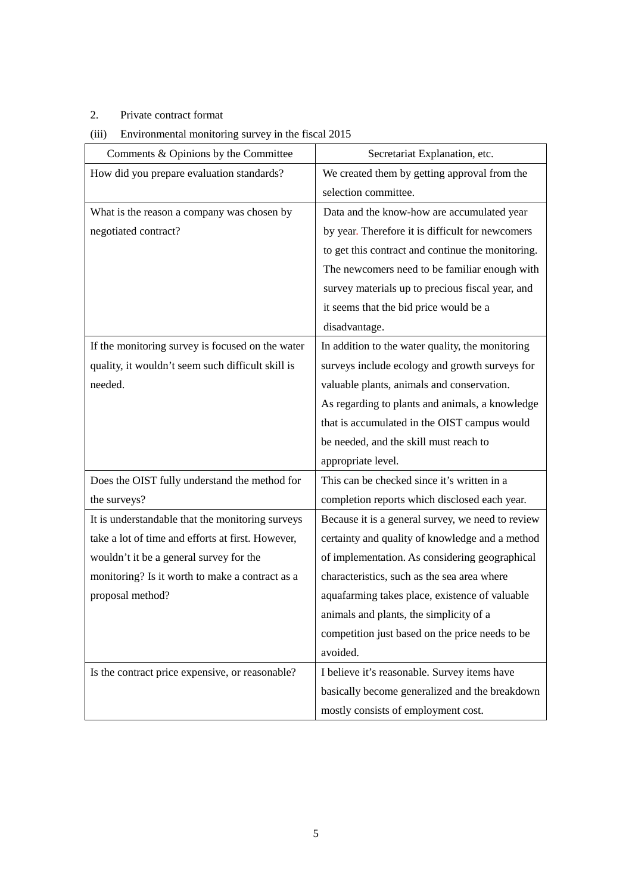2. Private contract format

(iii) Environmental monitoring survey in the fiscal 2015

| Comments & Opinions by the Committee | Secretariat Explanation, etc. |
|---|---|
| How did you prepare evaluation standards? | We created them by getting approval from the selection committee. |
| What is the reason a company was chosen by negotiated contract? | Data and the know-how are accumulated year by year. Therefore it is difficult for newcomers to get this contract and continue the monitoring. The newcomers need to be familiar enough with survey materials up to precious fiscal year, and it seems that the bid price would be a disadvantage. |
| If the monitoring survey is focused on the water quality, it wouldn't seem such difficult skill is needed. | In addition to the water quality, the monitoring surveys include ecology and growth surveys for valuable plants, animals and conservation.<br>As regarding to plants and animals, a knowledge that is accumulated in the OIST campus would be needed, and the skill must reach to appropriate level. |
| Does the OIST fully understand the method for the surveys? | This can be checked since it's written in a completion reports which disclosed each year. |
| It is understandable that the monitoring surveys take a lot of time and efforts at first. However, wouldn't it be a general survey for the monitoring? Is it worth to make a contract as a proposal method? | Because it is a general survey, we need to review certainty and quality of knowledge and a method of implementation. As considering geographical characteristics, such as the sea area where aquafarming takes place, existence of valuable animals and plants, the simplicity of a competition just based on the price needs to be avoided. |
| Is the contract price expensive, or reasonable? | I believe it's reasonable. Survey items have basically become generalized and the breakdown mostly consists of employment cost. |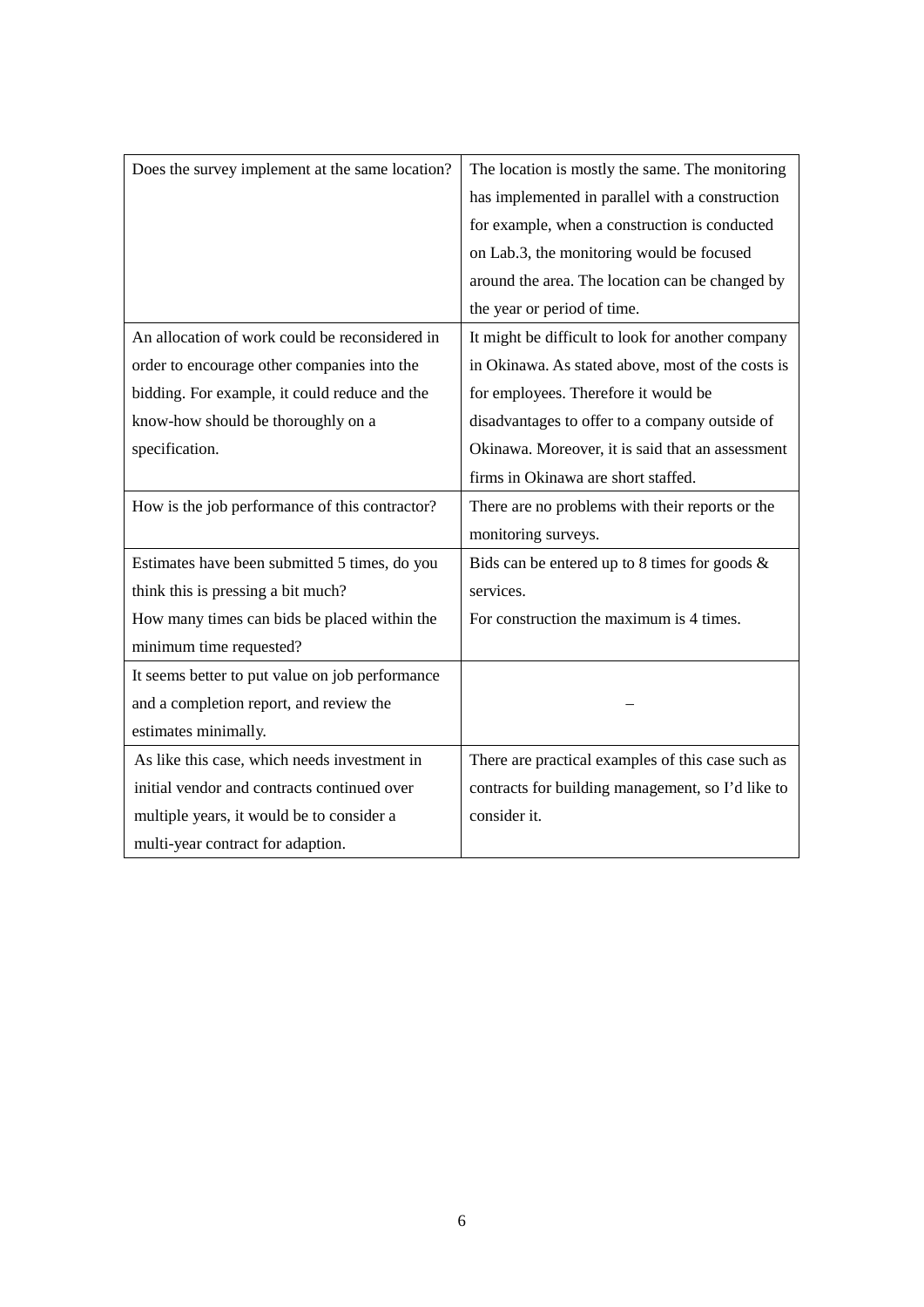| | |
|---|---|
| Does the survey implement at the same location? | The location is mostly the same. The monitoring has implemented in parallel with a construction for example, when a construction is conducted on Lab.3, the monitoring would be focused around the area. The location can be changed by the year or period of time. |
| An allocation of work could be reconsidered in order to encourage other companies into the bidding. For example, it could reduce and the know-how should be thoroughly on a specification. | It might be difficult to look for another company in Okinawa. As stated above, most of the costs is for employees. Therefore it would be disadvantages to offer to a company outside of Okinawa. Moreover, it is said that an assessment firms in Okinawa are short staffed. |
| How is the job performance of this contractor? | There are no problems with their reports or the monitoring surveys. |
| Estimates have been submitted 5 times, do you think this is pressing a bit much?<br>How many times can bids be placed within the minimum time requested? | Bids can be entered up to 8 times for goods & services.<br>For construction the maximum is 4 times. |
| It seems better to put value on job performance and a completion report, and review the estimates minimally. | – |
| As like this case, which needs investment in initial vendor and contracts continued over multiple years, it would be to consider a multi-year contract for adaption. | There are practical examples of this case such as contracts for building management, so I'd like to consider it. |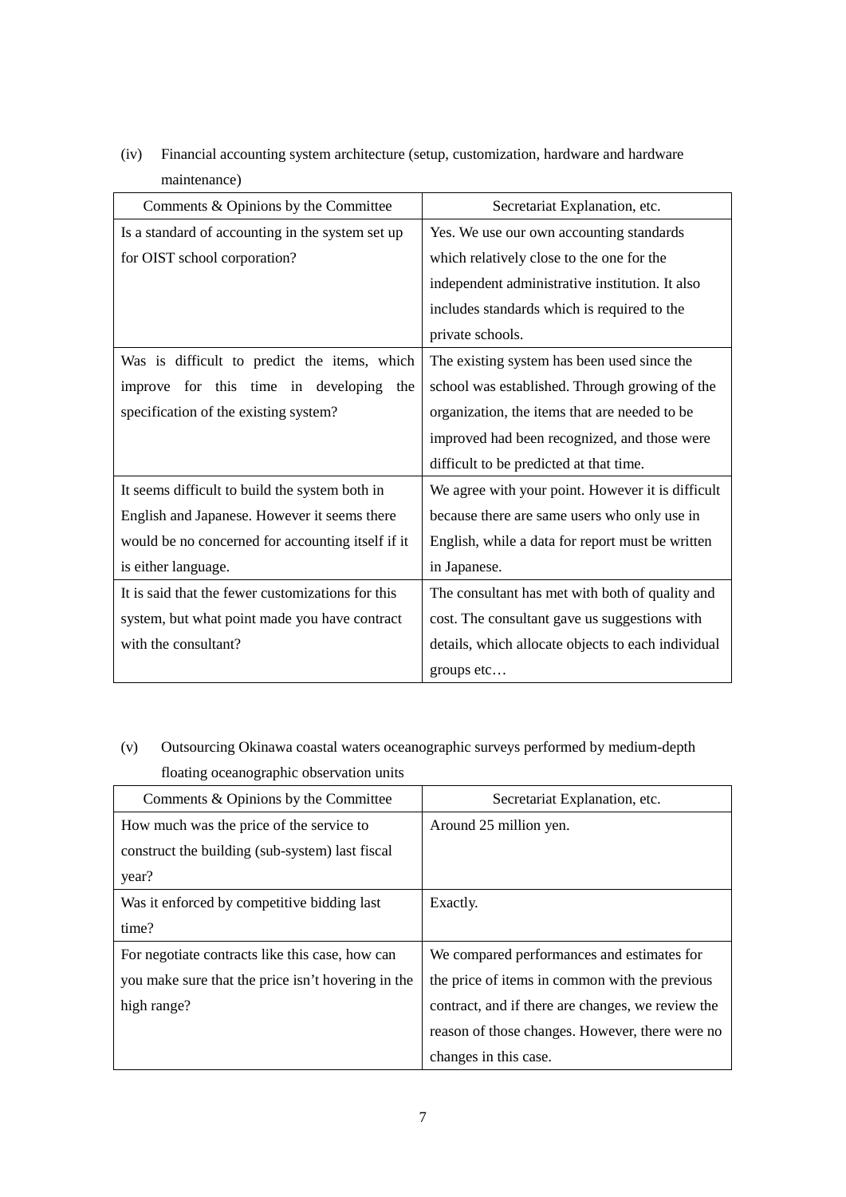(iv) Financial accounting system architecture (setup, customization, hardware and hardware maintenance)

| Comments & Opinions by the Committee | Secretariat Explanation, etc. |
|---|---|
| Is a standard of accounting in the system set up for OIST school corporation? | Yes. We use our own accounting standards which relatively close to the one for the independent administrative institution. It also includes standards which is required to the private schools. |
| Was is difficult to predict the items, which improve for this time in developing the specification of the existing system? | The existing system has been used since the school was established. Through growing of the organization, the items that are needed to be improved had been recognized, and those were difficult to be predicted at that time. |
| It seems difficult to build the system both in English and Japanese. However it seems there would be no concerned for accounting itself if it is either language. | We agree with your point. However it is difficult because there are same users who only use in English, while a data for report must be written in Japanese. |
| It is said that the fewer customizations for this system, but what point made you have contract with the consultant? | The consultant has met with both of quality and cost. The consultant gave us suggestions with details, which allocate objects to each individual groups etc… |

(v) Outsourcing Okinawa coastal waters oceanographic surveys performed by medium-depth floating oceanographic observation units

| Comments & Opinions by the Committee | Secretariat Explanation, etc. |
|---|---|
| How much was the price of the service to construct the building (sub-system) last fiscal year? | Around 25 million yen. |
| Was it enforced by competitive bidding last time? | Exactly. |
| For negotiate contracts like this case, how can you make sure that the price isn't hovering in the high range? | We compared performances and estimates for the price of items in common with the previous contract, and if there are changes, we review the reason of those changes. However, there were no changes in this case. |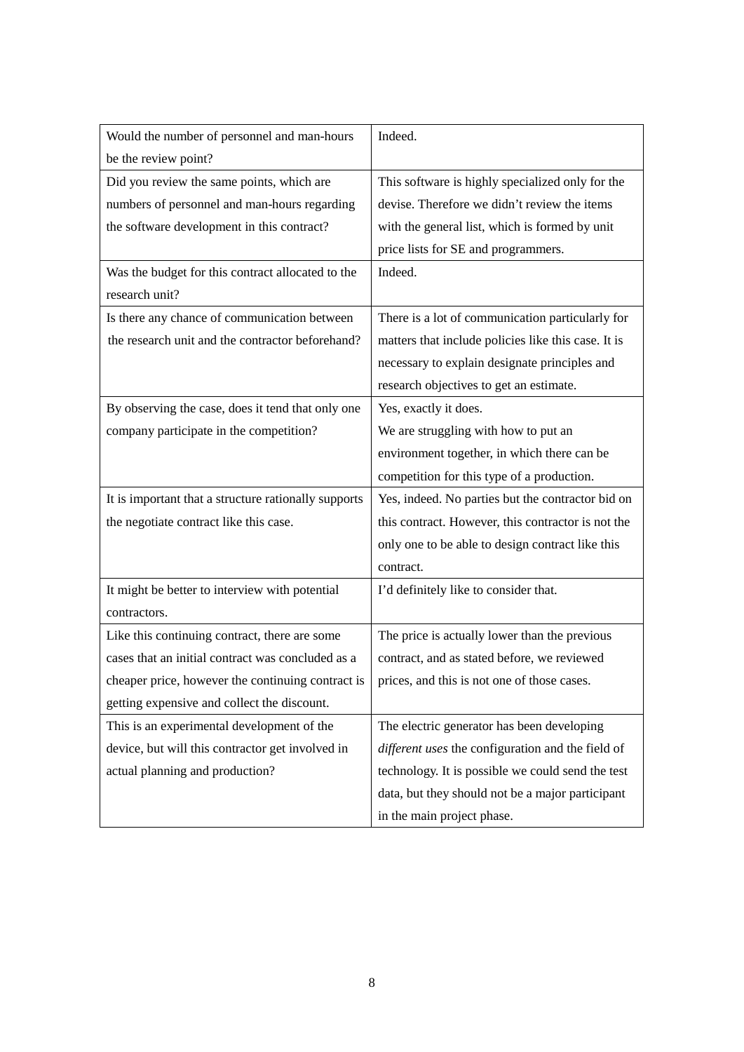| Would the number of personnel and man-hours be the review point? | Indeed. |
|---|---|
| Did you review the same points, which are numbers of personnel and man-hours regarding the software development in this contract? | This software is highly specialized only for the devise. Therefore we didn't review the items with the general list, which is formed by unit price lists for SE and programmers. |
| Was the budget for this contract allocated to the research unit? | Indeed. |
| Is there any chance of communication between the research unit and the contractor beforehand? | There is a lot of communication particularly for matters that include policies like this case. It is necessary to explain designate principles and research objectives to get an estimate. |
| By observing the case, does it tend that only one company participate in the competition? | Yes, exactly it does.<br>We are struggling with how to put an environment together, in which there can be competition for this type of a production. |
| It is important that a structure rationally supports the negotiate contract like this case. | Yes, indeed. No parties but the contractor bid on this contract. However, this contractor is not the only one to be able to design contract like this contract. |
| It might be better to interview with potential contractors. | I'd definitely like to consider that. |
| Like this continuing contract, there are some cases that an initial contract was concluded as a cheaper price, however the continuing contract is getting expensive and collect the discount. | The price is actually lower than the previous contract, and as stated before, we reviewed prices, and this is not one of those cases. |
| This is an experimental development of the device, but will this contractor get involved in actual planning and production? | The electric generator has been developing *different uses* the configuration and the field of technology. It is possible we could send the test data, but they should not be a major participant in the main project phase. |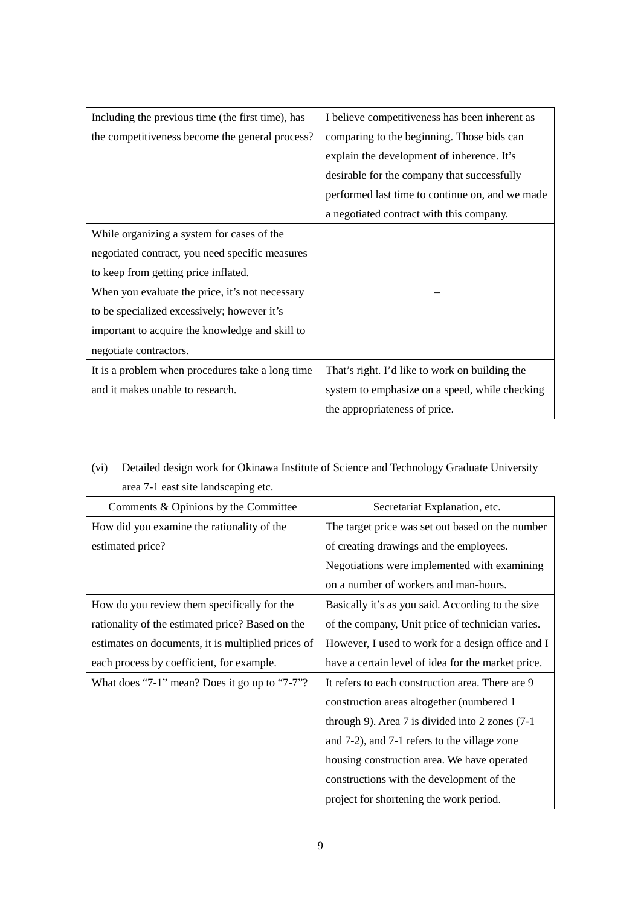| | |
|---|---|
| Including the previous time (the first time), has the competitiveness become the general process? | I believe competitiveness has been inherent as comparing to the beginning. Those bids can explain the development of inherence. It's desirable for the company that successfully performed last time to continue on, and we made a negotiated contract with this company. |
| While organizing a system for cases of the negotiated contract, you need specific measures to keep from getting price inflated.<br>When you evaluate the price, it's not necessary to be specialized excessively; however it's important to acquire the knowledge and skill to negotiate contractors. | – |
| It is a problem when procedures take a long time and it makes unable to research. | That's right. I'd like to work on building the system to emphasize on a speed, while checking the appropriateness of price. |

(vi) Detailed design work for Okinawa Institute of Science and Technology Graduate University area 7-1 east site landscaping etc.

| Comments & Opinions by the Committee | Secretariat Explanation, etc. |
|---|---|
| How did you examine the rationality of the estimated price? | The target price was set out based on the number of creating drawings and the employees. Negotiations were implemented with examining on a number of workers and man-hours. |
| How do you review them specifically for the rationality of the estimated price? Based on the estimates on documents, it is multiplied prices of each process by coefficient, for example. | Basically it's as you said. According to the size of the company, Unit price of technician varies. However, I used to work for a design office and I have a certain level of idea for the market price. |
| What does "7-1" mean? Does it go up to "7-7"? | It refers to each construction area. There are 9 construction areas altogether (numbered 1 through 9). Area 7 is divided into 2 zones (7-1 and 7-2), and 7-1 refers to the village zone housing construction area. We have operated constructions with the development of the project for shortening the work period. |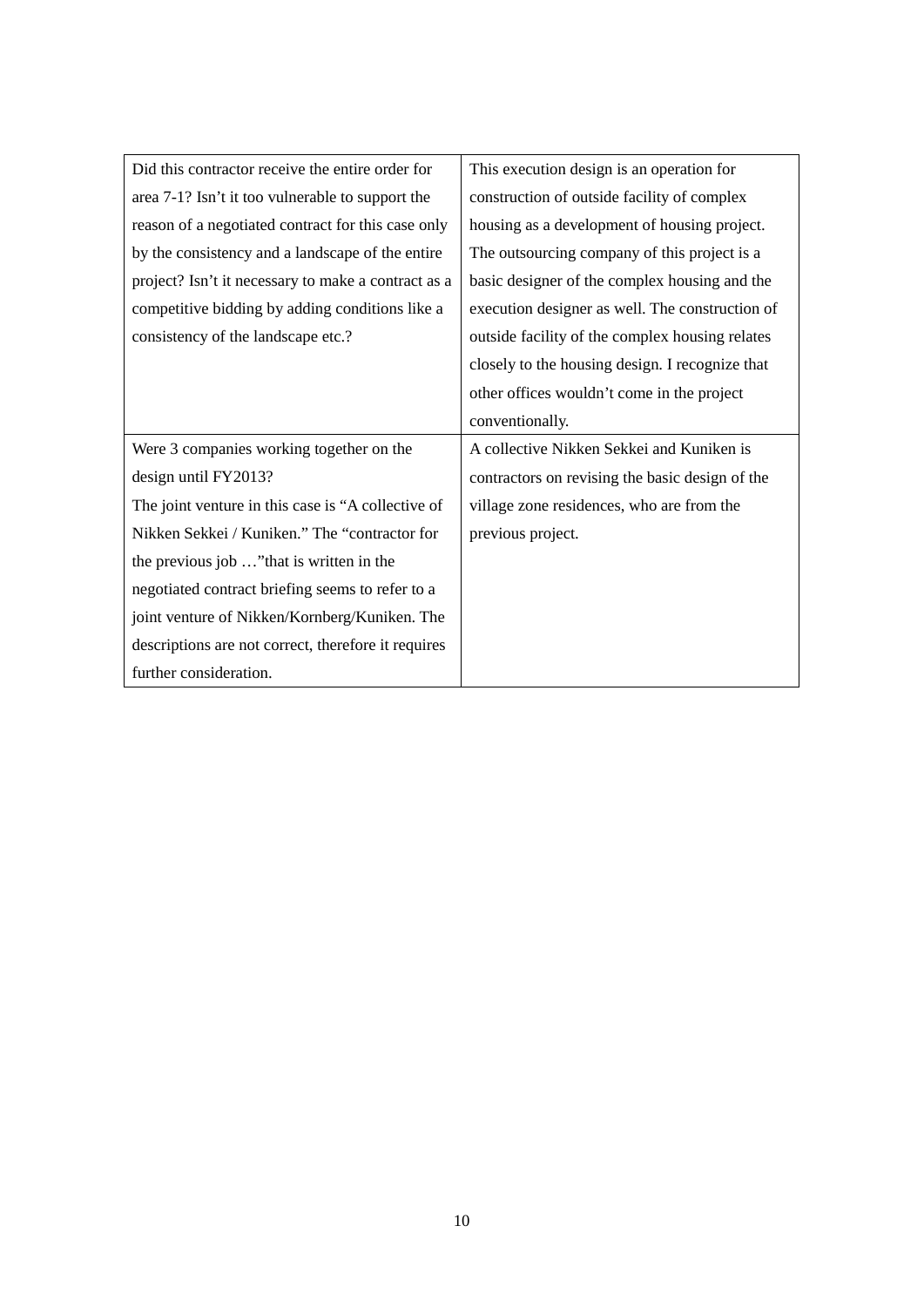| | |
|---|---|
| Did this contractor receive the entire order for area 7-1? Isn't it too vulnerable to support the reason of a negotiated contract for this case only by the consistency and a landscape of the entire project? Isn't it necessary to make a contract as a competitive bidding by adding conditions like a consistency of the landscape etc.? | This execution design is an operation for construction of outside facility of complex housing as a development of housing project. The outsourcing company of this project is a basic designer of the complex housing and the execution designer as well. The construction of outside facility of the complex housing relates closely to the housing design. I recognize that other offices wouldn't come in the project conventionally. |
| Were 3 companies working together on the design until FY2013?<br>The joint venture in this case is "A collective of Nikken Sekkei / Kuniken." The "contractor for the previous job …"that is written in the negotiated contract briefing seems to refer to a joint venture of Nikken/Kornberg/Kuniken. The descriptions are not correct, therefore it requires further consideration. | A collective Nikken Sekkei and Kuniken is contractors on revising the basic design of the village zone residences, who are from the previous project. |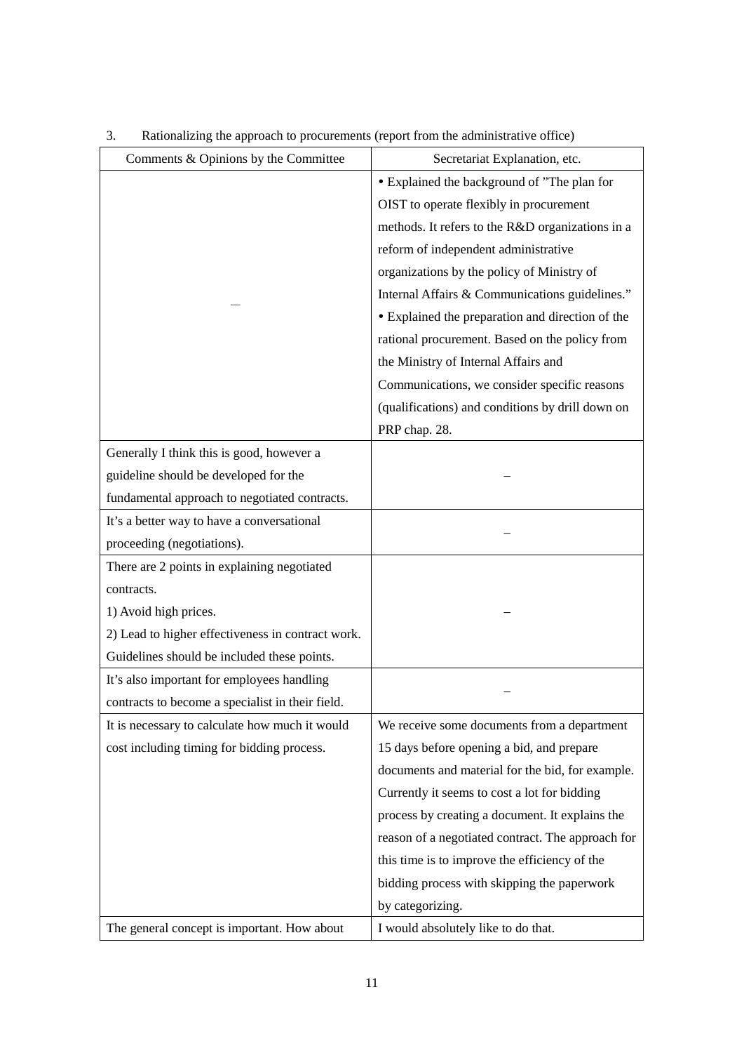3. Rationalizing the approach to procurements (report from the administrative office)

| Comments & Opinions by the Committee | Secretariat Explanation, etc. |
| --- | --- |
| — | • Explained the background of "The plan for OIST to operate flexibly in procurement methods. It refers to the R&D organizations in a reform of independent administrative organizations by the policy of Ministry of Internal Affairs & Communications guidelines."<br>• Explained the preparation and direction of the rational procurement. Based on the policy from the Ministry of Internal Affairs and Communications, we consider specific reasons (qualifications) and conditions by drill down on PRP chap. 28. |
| Generally I think this is good, however a guideline should be developed for the fundamental approach to negotiated contracts. | – |
| It's a better way to have a conversational proceeding (negotiations). | – |
| There are 2 points in explaining negotiated contracts.<br>1) Avoid high prices.<br>2) Lead to higher effectiveness in contract work.<br>Guidelines should be included these points. | – |
| It's also important for employees handling contracts to become a specialist in their field. | – |
| It is necessary to calculate how much it would cost including timing for bidding process. | We receive some documents from a department 15 days before opening a bid, and prepare documents and material for the bid, for example. Currently it seems to cost a lot for bidding process by creating a document. It explains the reason of a negotiated contract. The approach for this time is to improve the efficiency of the bidding process with skipping the paperwork by categorizing. |
| The general concept is important. How about | I would absolutely like to do that. |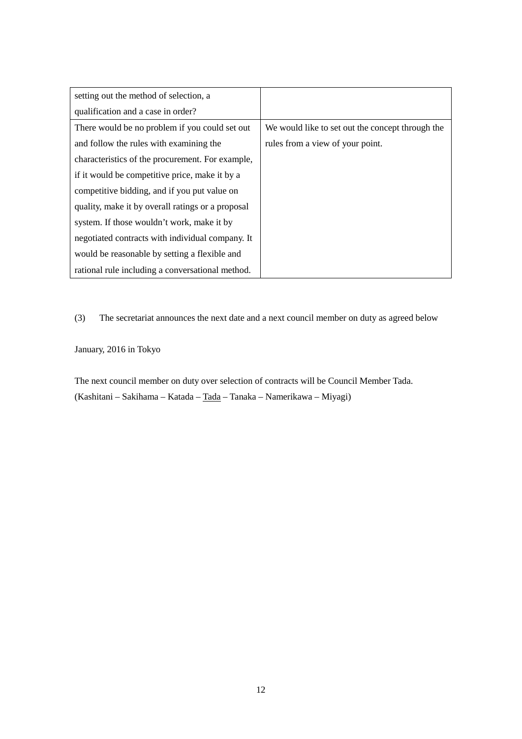| | |
|---|---|
| setting out the method of selection, a qualification and a case in order? | |
| There would be no problem if you could set out and follow the rules with examining the characteristics of the procurement. For example, if it would be competitive price, make it by a competitive bidding, and if you put value on quality, make it by overall ratings or a proposal system. If those wouldn't work, make it by negotiated contracts with individual company. It would be reasonable by setting a flexible and rational rule including a conversational method. | We would like to set out the concept through the rules from a view of your point. |

(3) The secretariat announces the next date and a next council member on duty as agreed below

January, 2016 in Tokyo

The next council member on duty over selection of contracts will be Council Member Tada.
(Kashitani – Sakihama – Katada – Tada – Tanaka – Namerikawa – Miyagi)